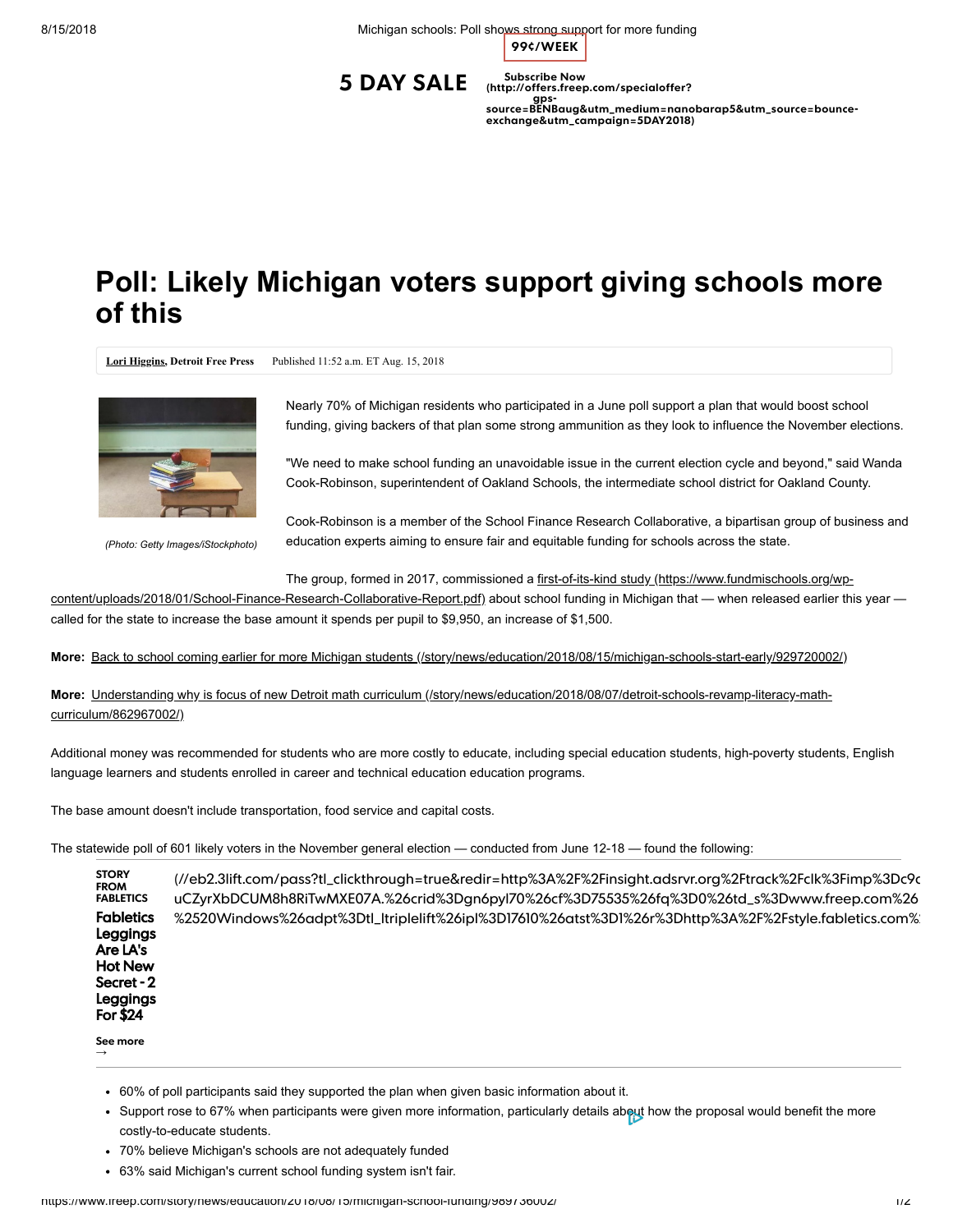# Poll: Likely Michigan voters support giving schools more of this

**Lori Higgins, Detroit Free Press** Published 11:52 a.m. ET Aug. 15, 2018

*(Photo: Getty Images/iStockphoto)*

Nearly 70% of Michigan residents who participated in a June poll support a plan that would boost school funding, giving backers of that plan some strong ammunition as they look to influence the November elections.

"We need to make school funding an unavoidable issue in the current election cycle and beyond," said Wanda Cook-Robinson, superintendent of Oakland Schools, the intermediate school district for Oakland County.

Cook-Robinson is a member of the School Finance Research Collaborative, a bipartisan group of business and education experts aiming to ensure fair and equitable funding for schools across the state.

The group, formed in 2017, commissioned a first-of-its-kind study (https://www.fundmischools.org/wp-content/uploads/2018/01/School-Finance-Research-Collaborative-Report.pdf) about school funding in Michigan that — when released earlier this year — called for the state to increase the base amount it spends per pupil to $9,950, an increase of $1,500.

**More:** Back to school coming earlier for more Michigan students (/story/news/education/2018/08/15/michigan-schools-start-early/929720002/)

**More:** Understanding why is focus of new Detroit math curriculum (/story/news/education/2018/08/07/detroit-schools-revamp-literacy-math-curriculum/862967002/)

Additional money was recommended for students who are more costly to educate, including special education students, high-poverty students, English language learners and students enrolled in career and technical education education programs.

The base amount doesn't include transportation, food service and capital costs.

The statewide poll of 601 likely voters in the November general election — conducted from June 12-18 — found the following:

- 60% of poll participants said they supported the plan when given basic information about it.
- Support rose to 67% when participants were given more information, particularly details about how the proposal would benefit the more costly-to-educate students.
- 70% believe Michigan's schools are not adequately funded
- 63% said Michigan's current school funding system isn't fair.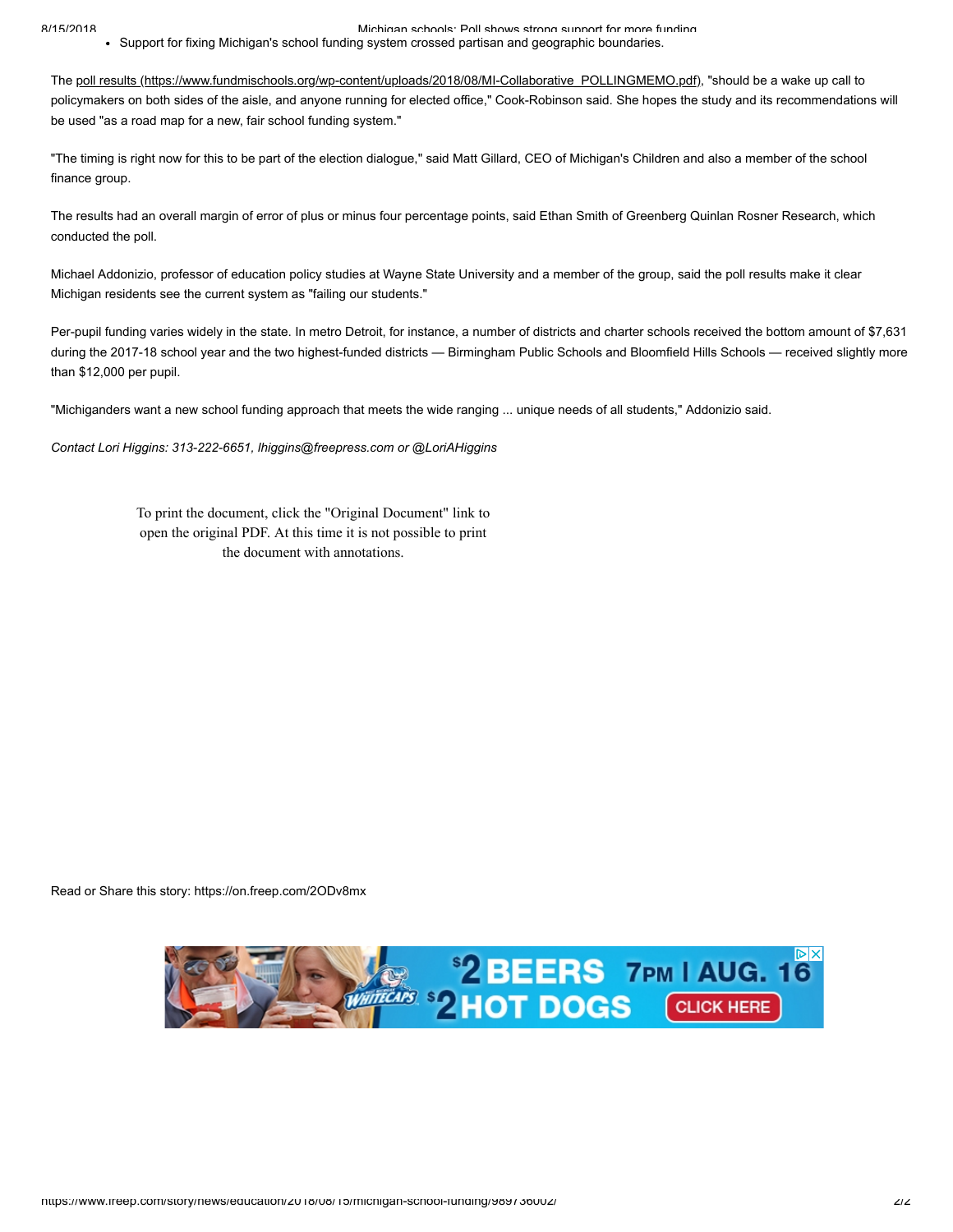- Support for fixing Michigan's school funding system crossed partisan and geographic boundaries.

The poll results (https://www.fundmischools.org/wp-content/uploads/2018/08/MI-Collaborative_POLLINGMEMO.pdf), "should be a wake up call to policymakers on both sides of the aisle, and anyone running for elected office," Cook-Robinson said. She hopes the study and its recommendations will be used "as a road map for a new, fair school funding system."

"The timing is right now for this to be part of the election dialogue," said Matt Gillard, CEO of Michigan's Children and also a member of the school finance group.

The results had an overall margin of error of plus or minus four percentage points, said Ethan Smith of Greenberg Quinlan Rosner Research, which conducted the poll.

Michael Addonizio, professor of education policy studies at Wayne State University and a member of the group, said the poll results make it clear Michigan residents see the current system as "failing our students."

Per-pupil funding varies widely in the state. In metro Detroit, for instance, a number of districts and charter schools received the bottom amount of $7,631 during the 2017-18 school year and the two highest-funded districts — Birmingham Public Schools and Bloomfield Hills Schools — received slightly more than $12,000 per pupil.

"Michiganders want a new school funding approach that meets the wide ranging ... unique needs of all students," Addonizio said.

*Contact Lori Higgins: 313-222-6651, lhiggins@freepress.com or @LoriAHiggins*

To print the document, click the "Original Document" link to open the original PDF. At this time it is not possible to print the document with annotations.

Read or Share this story: https://on.freep.com/2ODv8mx

$2 BEERS 7PM | AUG. 16
$2 HOT DOGS CLICK HERE